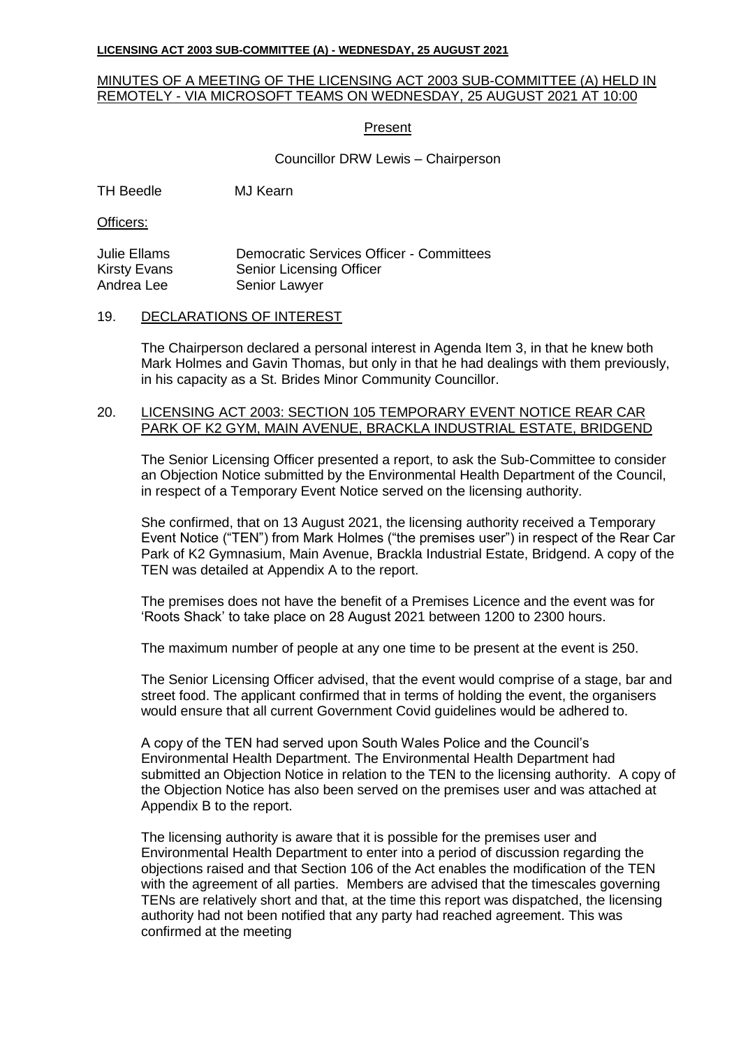**LICENSING ACT 2003 SUB-COMMITTEE (A) - WEDNESDAY, 25 AUGUST 2021**

MINUTES OF A MEETING OF THE LICENSING ACT 2003 SUB-COMMITTEE (A) HELD IN REMOTELY - VIA MICROSOFT TEAMS ON WEDNESDAY, 25 AUGUST 2021 AT 10:00

Present

Councillor DRW Lewis – Chairperson

TH Beedle    MJ Kearn

Officers:

| | |
|---|---|
| Julie Ellams | Democratic Services Officer - Committees |
| Kirsty Evans | Senior Licensing Officer |
| Andrea Lee | Senior Lawyer |

## 19. DECLARATIONS OF INTEREST

The Chairperson declared a personal interest in Agenda Item 3, in that he knew both Mark Holmes and Gavin Thomas, but only in that he had dealings with them previously, in his capacity as a St. Brides Minor Community Councillor.

## 20. LICENSING ACT 2003: SECTION 105 TEMPORARY EVENT NOTICE REAR CAR PARK OF K2 GYM, MAIN AVENUE, BRACKLA INDUSTRIAL ESTATE, BRIDGEND

The Senior Licensing Officer presented a report, to ask the Sub-Committee to consider an Objection Notice submitted by the Environmental Health Department of the Council, in respect of a Temporary Event Notice served on the licensing authority.

She confirmed, that on 13 August 2021, the licensing authority received a Temporary Event Notice ("TEN") from Mark Holmes ("the premises user") in respect of the Rear Car Park of K2 Gymnasium, Main Avenue, Brackla Industrial Estate, Bridgend. A copy of the TEN was detailed at Appendix A to the report.

The premises does not have the benefit of a Premises Licence and the event was for 'Roots Shack' to take place on 28 August 2021 between 1200 to 2300 hours.

The maximum number of people at any one time to be present at the event is 250.

The Senior Licensing Officer advised, that the event would comprise of a stage, bar and street food. The applicant confirmed that in terms of holding the event, the organisers would ensure that all current Government Covid guidelines would be adhered to.

A copy of the TEN had served upon South Wales Police and the Council's Environmental Health Department. The Environmental Health Department had submitted an Objection Notice in relation to the TEN to the licensing authority. A copy of the Objection Notice has also been served on the premises user and was attached at Appendix B to the report.

The licensing authority is aware that it is possible for the premises user and Environmental Health Department to enter into a period of discussion regarding the objections raised and that Section 106 of the Act enables the modification of the TEN with the agreement of all parties. Members are advised that the timescales governing TENs are relatively short and that, at the time this report was dispatched, the licensing authority had not been notified that any party had reached agreement. This was confirmed at the meeting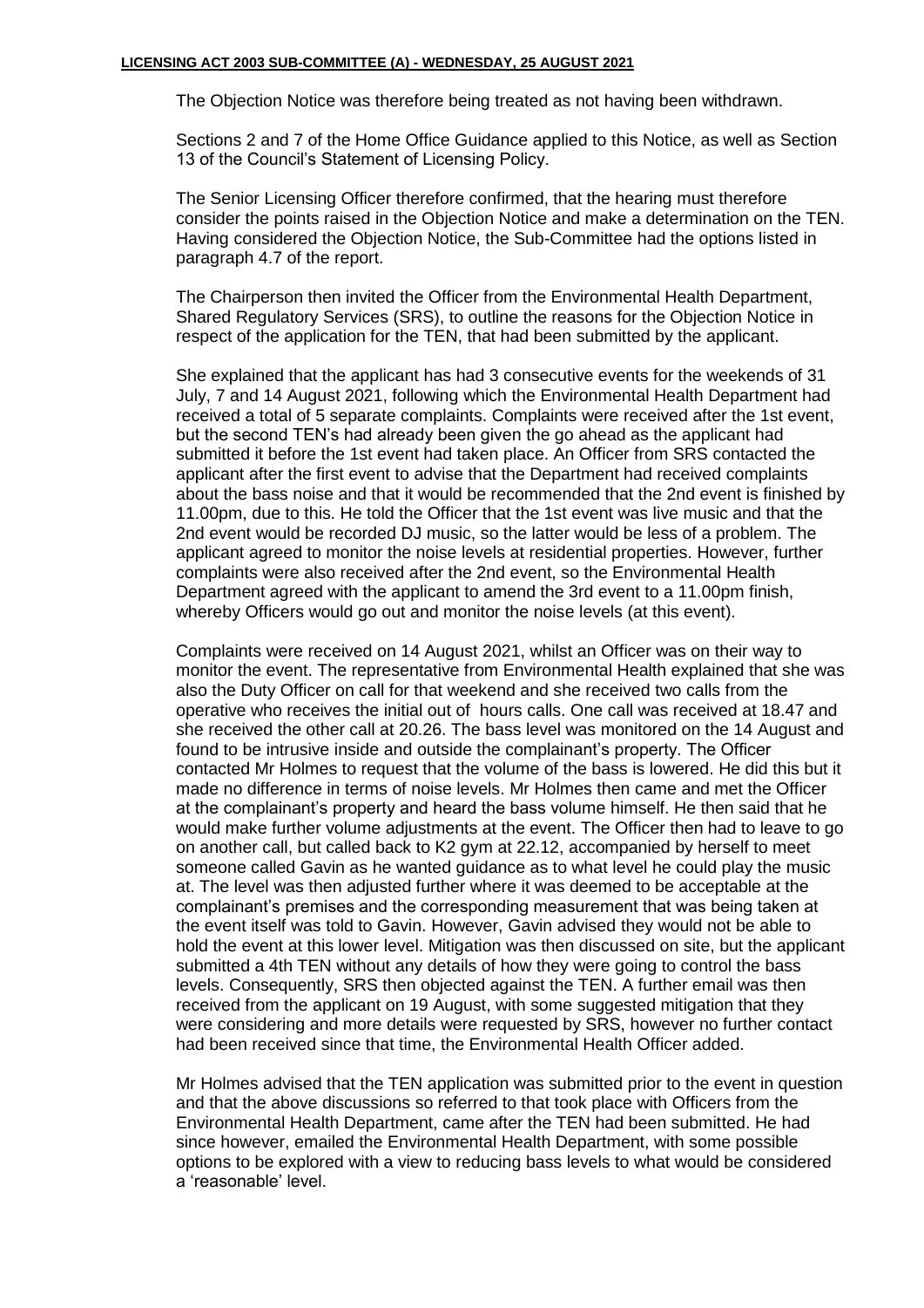The Objection Notice was therefore being treated as not having been withdrawn.

Sections 2 and 7 of the Home Office Guidance applied to this Notice, as well as Section 13 of the Council's Statement of Licensing Policy.

The Senior Licensing Officer therefore confirmed, that the hearing must therefore consider the points raised in the Objection Notice and make a determination on the TEN. Having considered the Objection Notice, the Sub-Committee had the options listed in paragraph 4.7 of the report.

The Chairperson then invited the Officer from the Environmental Health Department, Shared Regulatory Services (SRS), to outline the reasons for the Objection Notice in respect of the application for the TEN, that had been submitted by the applicant.

She explained that the applicant has had 3 consecutive events for the weekends of 31 July, 7 and 14 August 2021, following which the Environmental Health Department had received a total of 5 separate complaints. Complaints were received after the 1st event, but the second TEN's had already been given the go ahead as the applicant had submitted it before the 1st event had taken place. An Officer from SRS contacted the applicant after the first event to advise that the Department had received complaints about the bass noise and that it would be recommended that the 2nd event is finished by 11.00pm, due to this. He told the Officer that the 1st event was live music and that the 2nd event would be recorded DJ music, so the latter would be less of a problem. The applicant agreed to monitor the noise levels at residential properties. However, further complaints were also received after the 2nd event, so the Environmental Health Department agreed with the applicant to amend the 3rd event to a 11.00pm finish, whereby Officers would go out and monitor the noise levels (at this event).

Complaints were received on 14 August 2021, whilst an Officer was on their way to monitor the event. The representative from Environmental Health explained that she was also the Duty Officer on call for that weekend and she received two calls from the operative who receives the initial out of hours calls. One call was received at 18.47 and she received the other call at 20.26. The bass level was monitored on the 14 August and found to be intrusive inside and outside the complainant's property. The Officer contacted Mr Holmes to request that the volume of the bass is lowered. He did this but it made no difference in terms of noise levels. Mr Holmes then came and met the Officer at the complainant's property and heard the bass volume himself. He then said that he would make further volume adjustments at the event. The Officer then had to leave to go on another call, but called back to K2 gym at 22.12, accompanied by herself to meet someone called Gavin as he wanted guidance as to what level he could play the music at. The level was then adjusted further where it was deemed to be acceptable at the complainant's premises and the corresponding measurement that was being taken at the event itself was told to Gavin. However, Gavin advised they would not be able to hold the event at this lower level. Mitigation was then discussed on site, but the applicant submitted a 4th TEN without any details of how they were going to control the bass levels. Consequently, SRS then objected against the TEN. A further email was then received from the applicant on 19 August, with some suggested mitigation that they were considering and more details were requested by SRS, however no further contact had been received since that time, the Environmental Health Officer added.

Mr Holmes advised that the TEN application was submitted prior to the event in question and that the above discussions so referred to that took place with Officers from the Environmental Health Department, came after the TEN had been submitted. He had since however, emailed the Environmental Health Department, with some possible options to be explored with a view to reducing bass levels to what would be considered a 'reasonable' level.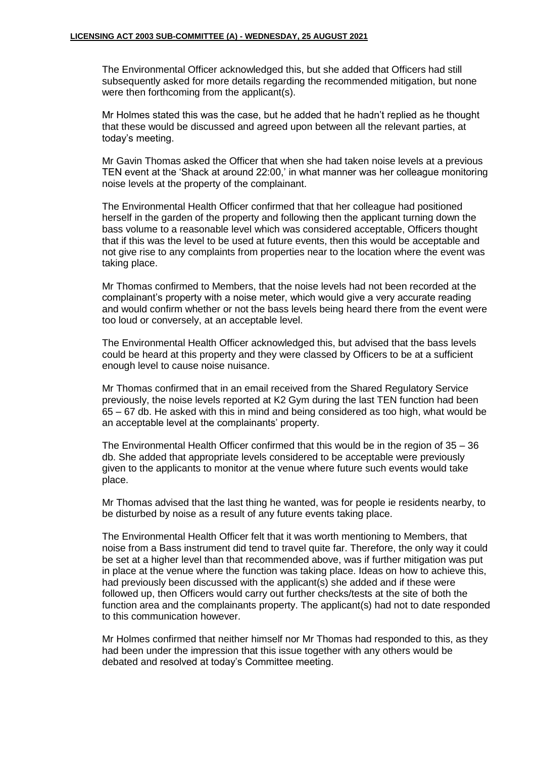The Environmental Officer acknowledged this, but she added that Officers had still subsequently asked for more details regarding the recommended mitigation, but none were then forthcoming from the applicant(s).

Mr Holmes stated this was the case, but he added that he hadn't replied as he thought that these would be discussed and agreed upon between all the relevant parties, at today's meeting.

Mr Gavin Thomas asked the Officer that when she had taken noise levels at a previous TEN event at the 'Shack at around 22:00,' in what manner was her colleague monitoring noise levels at the property of the complainant.

The Environmental Health Officer confirmed that that her colleague had positioned herself in the garden of the property and following then the applicant turning down the bass volume to a reasonable level which was considered acceptable, Officers thought that if this was the level to be used at future events, then this would be acceptable and not give rise to any complaints from properties near to the location where the event was taking place.

Mr Thomas confirmed to Members, that the noise levels had not been recorded at the complainant's property with a noise meter, which would give a very accurate reading and would confirm whether or not the bass levels being heard there from the event were too loud or conversely, at an acceptable level.

The Environmental Health Officer acknowledged this, but advised that the bass levels could be heard at this property and they were classed by Officers to be at a sufficient enough level to cause noise nuisance.

Mr Thomas confirmed that in an email received from the Shared Regulatory Service previously, the noise levels reported at K2 Gym during the last TEN function had been 65 – 67 db. He asked with this in mind and being considered as too high, what would be an acceptable level at the complainants' property.

The Environmental Health Officer confirmed that this would be in the region of 35 – 36 db. She added that appropriate levels considered to be acceptable were previously given to the applicants to monitor at the venue where future such events would take place.

Mr Thomas advised that the last thing he wanted, was for people ie residents nearby, to be disturbed by noise as a result of any future events taking place.

The Environmental Health Officer felt that it was worth mentioning to Members, that noise from a Bass instrument did tend to travel quite far. Therefore, the only way it could be set at a higher level than that recommended above, was if further mitigation was put in place at the venue where the function was taking place. Ideas on how to achieve this, had previously been discussed with the applicant(s) she added and if these were followed up, then Officers would carry out further checks/tests at the site of both the function area and the complainants property. The applicant(s) had not to date responded to this communication however.

Mr Holmes confirmed that neither himself nor Mr Thomas had responded to this, as they had been under the impression that this issue together with any others would be debated and resolved at today's Committee meeting.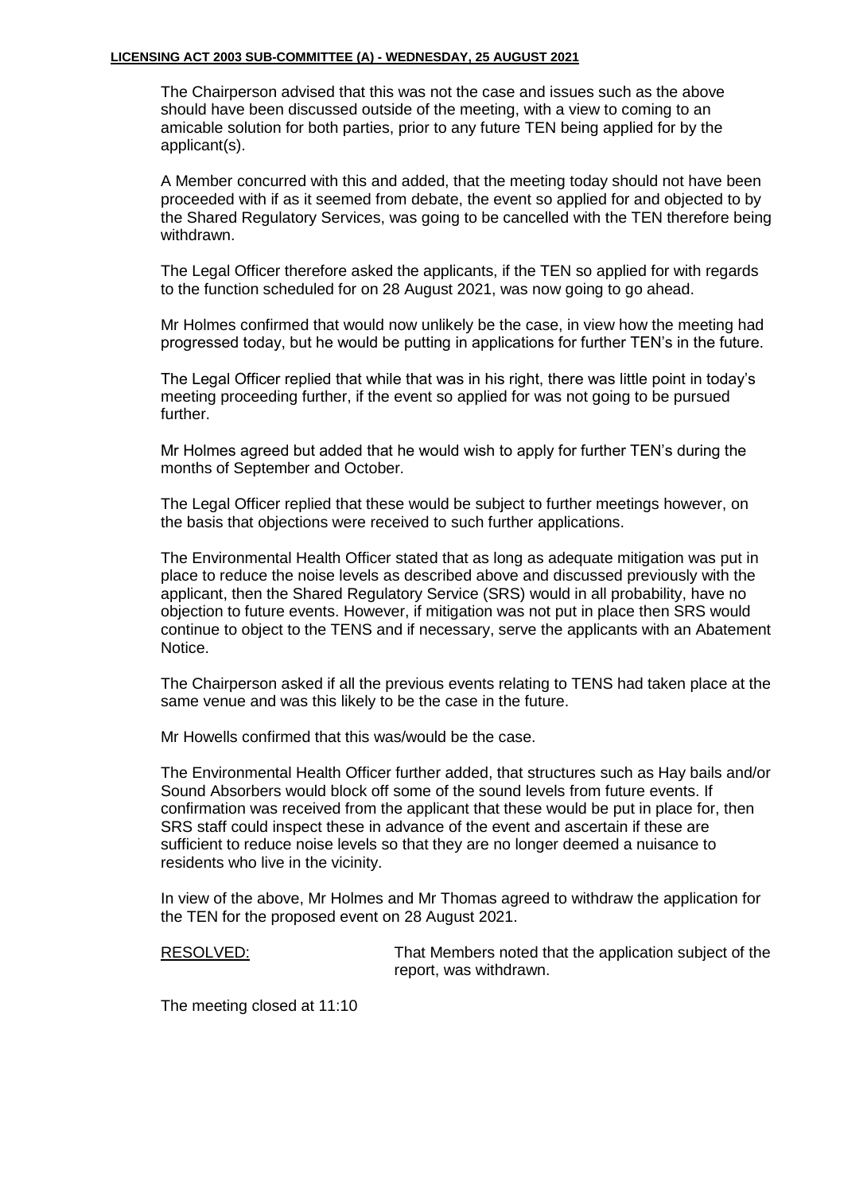The Chairperson advised that this was not the case and issues such as the above should have been discussed outside of the meeting, with a view to coming to an amicable solution for both parties, prior to any future TEN being applied for by the applicant(s).

A Member concurred with this and added, that the meeting today should not have been proceeded with if as it seemed from debate, the event so applied for and objected to by the Shared Regulatory Services, was going to be cancelled with the TEN therefore being withdrawn.

The Legal Officer therefore asked the applicants, if the TEN so applied for with regards to the function scheduled for on 28 August 2021, was now going to go ahead.

Mr Holmes confirmed that would now unlikely be the case, in view how the meeting had progressed today, but he would be putting in applications for further TEN's in the future.

The Legal Officer replied that while that was in his right, there was little point in today's meeting proceeding further, if the event so applied for was not going to be pursued further.

Mr Holmes agreed but added that he would wish to apply for further TEN's during the months of September and October.

The Legal Officer replied that these would be subject to further meetings however, on the basis that objections were received to such further applications.

The Environmental Health Officer stated that as long as adequate mitigation was put in place to reduce the noise levels as described above and discussed previously with the applicant, then the Shared Regulatory Service (SRS) would in all probability, have no objection to future events. However, if mitigation was not put in place then SRS would continue to object to the TENS and if necessary, serve the applicants with an Abatement Notice.

The Chairperson asked if all the previous events relating to TENS had taken place at the same venue and was this likely to be the case in the future.

Mr Howells confirmed that this was/would be the case.

The Environmental Health Officer further added, that structures such as Hay bails and/or Sound Absorbers would block off some of the sound levels from future events. If confirmation was received from the applicant that these would be put in place for, then SRS staff could inspect these in advance of the event and ascertain if these are sufficient to reduce noise levels so that they are no longer deemed a nuisance to residents who live in the vicinity.

In view of the above, Mr Holmes and Mr Thomas agreed to withdraw the application for the TEN for the proposed event on 28 August 2021.

RESOLVED: That Members noted that the application subject of the report, was withdrawn.

The meeting closed at 11:10